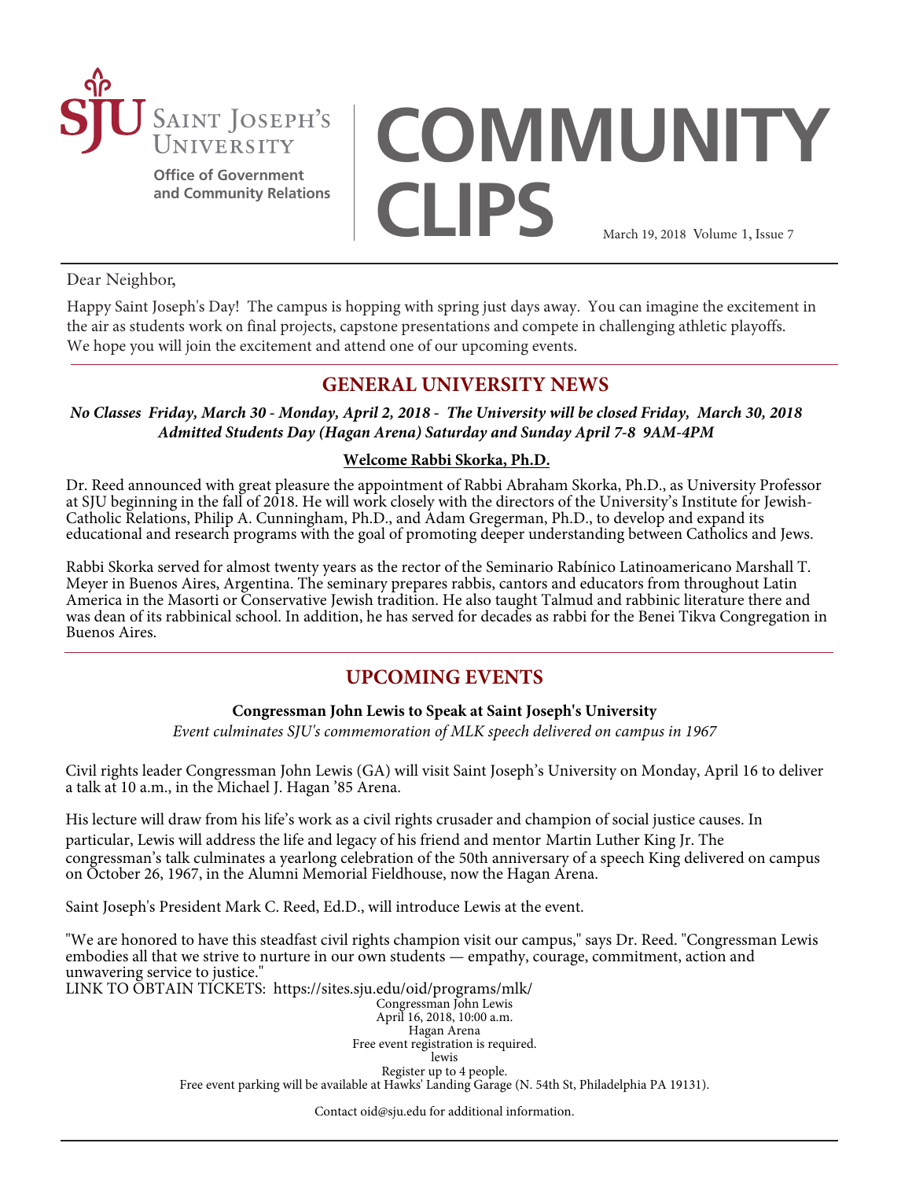SAINT JOSEPH'S UNIVERSITY

**Office of Government and Community Relations**

# COMMUNITY CLIPS

March 19, 2018 Volume 1, Issue 7

Dear Neighbor,

Happy Saint Joseph's Day! The campus is hopping with spring just days away. You can imagine the excitement in the air as students work on final projects, capstone presentations and compete in challenging athletic playoffs. We hope you will join the excitement and attend one of our upcoming events.

## GENERAL UNIVERSITY NEWS

***No Classes Friday, March 30 - Monday, April 2, 2018 - The University will be closed Friday, March 30, 2018***
***Admitted Students Day (Hagan Arena) Saturday and Sunday April 7-8 9AM-4PM***

### Welcome Rabbi Skorka, Ph.D.

Dr. Reed announced with great pleasure the appointment of Rabbi Abraham Skorka, Ph.D., as University Professor at SJU beginning in the fall of 2018. He will work closely with the directors of the University's Institute for Jewish-Catholic Relations, Philip A. Cunningham, Ph.D., and Adam Gregerman, Ph.D., to develop and expand its educational and research programs with the goal of promoting deeper understanding between Catholics and Jews.

Rabbi Skorka served for almost twenty years as the rector of the Seminario Rabínico Latinoamericano Marshall T. Meyer in Buenos Aires, Argentina. The seminary prepares rabbis, cantors and educators from throughout Latin America in the Masorti or Conservative Jewish tradition. He also taught Talmud and rabbinic literature there and was dean of its rabbinical school. In addition, he has served for decades as rabbi for the Benei Tikva Congregation in Buenos Aires.

## UPCOMING EVENTS

**Congressman John Lewis to Speak at Saint Joseph's University**

*Event culminates SJU's commemoration of MLK speech delivered on campus in 1967*

Civil rights leader Congressman John Lewis (GA) will visit Saint Joseph's University on Monday, April 16 to deliver a talk at 10 a.m., in the Michael J. Hagan '85 Arena.

His lecture will draw from his life's work as a civil rights crusader and champion of social justice causes. In particular, Lewis will address the life and legacy of his friend and mentor Martin Luther King Jr. The congressman's talk culminates a yearlong celebration of the 50th anniversary of a speech King delivered on campus on October 26, 1967, in the Alumni Memorial Fieldhouse, now the Hagan Arena.

Saint Joseph's President Mark C. Reed, Ed.D., will introduce Lewis at the event.

"We are honored to have this steadfast civil rights champion visit our campus," says Dr. Reed. "Congressman Lewis embodies all that we strive to nurture in our own students — empathy, courage, commitment, action and unwavering service to justice."

LINK TO OBTAIN TICKETS: https://sites.sju.edu/oid/programs/mlk/

Congressman John Lewis
April 16, 2018, 10:00 a.m.
Hagan Arena
Free event registration is required.
lewis
Register up to 4 people.
Free event parking will be available at Hawks' Landing Garage (N. 54th St, Philadelphia PA 19131).

Contact oid@sju.edu for additional information.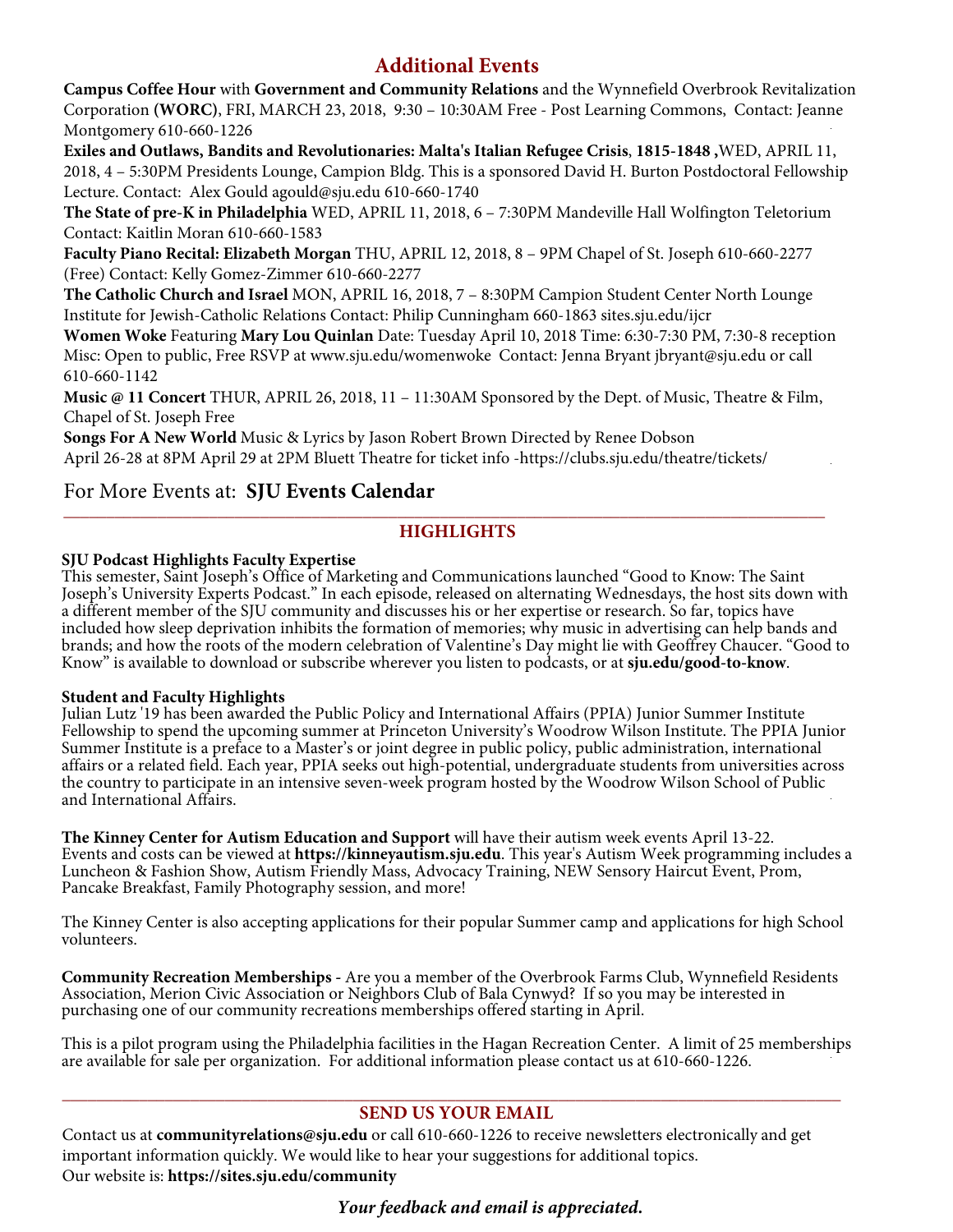## Additional Events

**Campus Coffee Hour** with **Government and Community Relations** and the Wynnefield Overbrook Revitalization Corporation **(WORC)**, FRI, MARCH 23, 2018, 9:30 – 10:30AM Free - Post Learning Commons, Contact: Jeanne Montgomery 610-660-1226

**Exiles and Outlaws, Bandits and Revolutionaries: Malta's Italian Refugee Crisis**, **1815-1848 ,**WED, APRIL 11, 2018, 4 – 5:30PM Presidents Lounge, Campion Bldg. This is a sponsored David H. Burton Postdoctoral Fellowship Lecture. Contact: Alex Gould agould@sju.edu 610-660-1740

**The State of pre-K in Philadelphia** WED, APRIL 11, 2018, 6 – 7:30PM Mandeville Hall Wolfington Teletorium Contact: Kaitlin Moran 610-660-1583

**Faculty Piano Recital: Elizabeth Morgan** THU, APRIL 12, 2018, 8 – 9PM Chapel of St. Joseph 610-660-2277 (Free) Contact: Kelly Gomez-Zimmer 610-660-2277

**The Catholic Church and Israel** MON, APRIL 16, 2018, 7 – 8:30PM Campion Student Center North Lounge Institute for Jewish-Catholic Relations Contact: Philip Cunningham 660-1863 sites.sju.edu/ijcr

**Women Woke** Featuring **Mary Lou Quinlan** Date: Tuesday April 10, 2018 Time: 6:30-7:30 PM, 7:30-8 reception Misc: Open to public, Free RSVP at www.sju.edu/womenwoke Contact: Jenna Bryant jbryant@sju.edu or call 610-660-1142

**Music @ 11 Concert** THUR, APRIL 26, 2018, 11 – 11:30AM Sponsored by the Dept. of Music, Theatre & Film, Chapel of St. Joseph Free

**Songs For A New World** Music & Lyrics by Jason Robert Brown Directed by Renee Dobson
April 26-28 at 8PM April 29 at 2PM Bluett Theatre for ticket info -https://clubs.sju.edu/theatre/tickets/

For More Events at: **SJU Events Calendar**

---

## HIGHLIGHTS

**SJU Podcast Highlights Faculty Expertise**
This semester, Saint Joseph's Office of Marketing and Communications launched "Good to Know: The Saint Joseph's University Experts Podcast." In each episode, released on alternating Wednesdays, the host sits down with a different member of the SJU community and discusses his or her expertise or research. So far, topics have included how sleep deprivation inhibits the formation of memories; why music in advertising can help bands and brands; and how the roots of the modern celebration of Valentine's Day might lie with Geoffrey Chaucer. "Good to Know" is available to download or subscribe wherever you listen to podcasts, or at **sju.edu/good-to-know**.

**Student and Faculty Highlights**
Julian Lutz '19 has been awarded the Public Policy and International Affairs (PPIA) Junior Summer Institute Fellowship to spend the upcoming summer at Princeton University's Woodrow Wilson Institute. The PPIA Junior Summer Institute is a preface to a Master's or joint degree in public policy, public administration, international affairs or a related field. Each year, PPIA seeks out high-potential, undergraduate students from universities across the country to participate in an intensive seven-week program hosted by the Woodrow Wilson School of Public and International Affairs.

**The Kinney Center for Autism Education and Support** will have their autism week events April 13-22. Events and costs can be viewed at **https://kinneyautism.sju.edu**. This year's Autism Week programming includes a Luncheon & Fashion Show, Autism Friendly Mass, Advocacy Training, NEW Sensory Haircut Event, Prom, Pancake Breakfast, Family Photography session, and more!

The Kinney Center is also accepting applications for their popular Summer camp and applications for high School volunteers.

**Community Recreation Memberships -** Are you a member of the Overbrook Farms Club, Wynnefield Residents Association, Merion Civic Association or Neighbors Club of Bala Cynwyd? If so you may be interested in purchasing one of our community recreations memberships offered starting in April.

This is a pilot program using the Philadelphia facilities in the Hagan Recreation Center. A limit of 25 memberships are available for sale per organization. For additional information please contact us at 610-660-1226.

---

## SEND US YOUR EMAIL

Contact us at **communityrelations@sju.edu** or call 610-660-1226 to receive newsletters electronically and get important information quickly. We would like to hear your suggestions for additional topics.
Our website is: **https://sites.sju.edu/community**

***Your feedback and email is appreciated.***